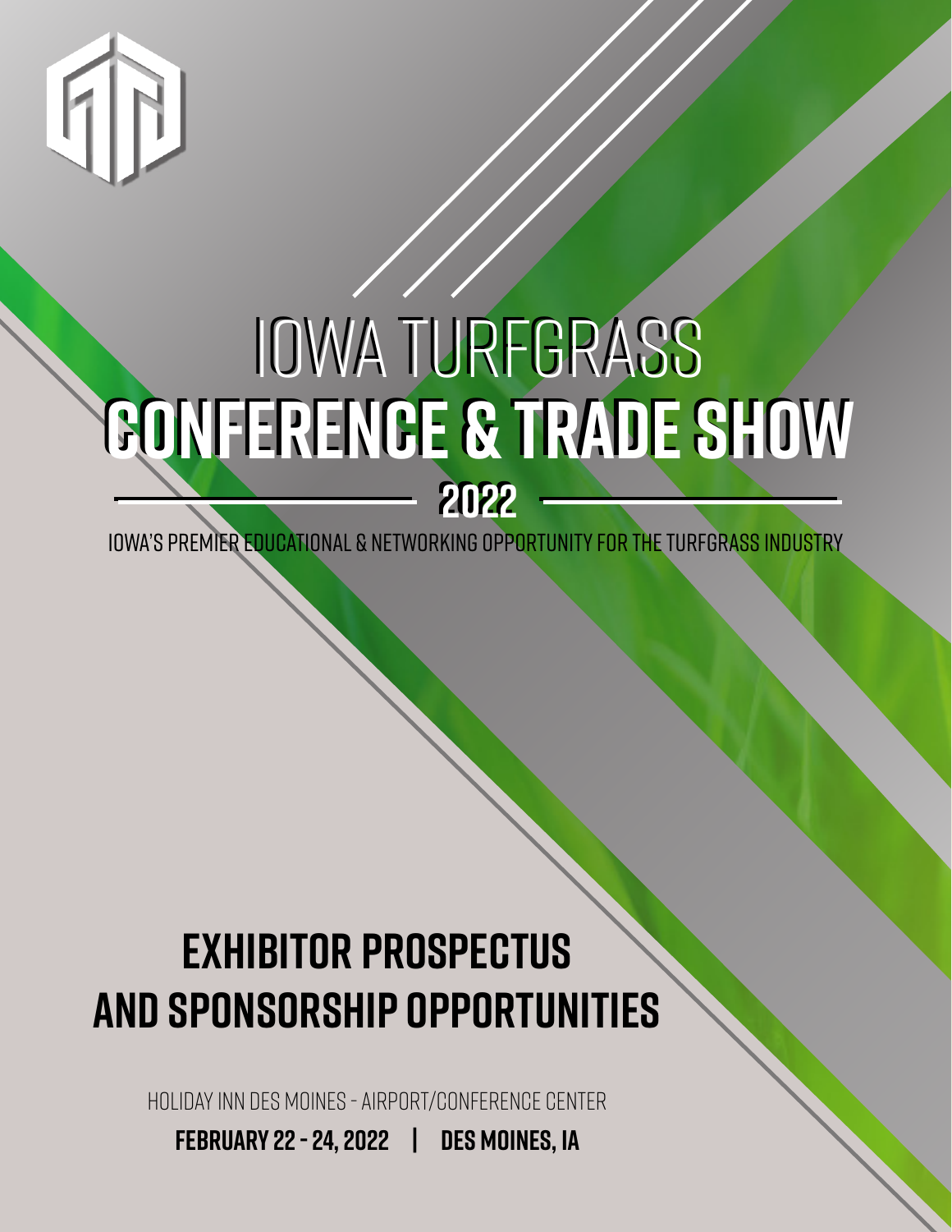# IOWA TURFGRASS CONFERENCE & TRADE SHOW

## 2022

IOWA'S PREMIER EDUCATIONAL & NETWORKING OPPORTUNITY FOR THE TURFGRASS INDUSTRY

# EXHIBITOR PROSPECTUS AND SPONSORSHIP OPPORTUNITIES

HOLIDAY INN DES MOINES - AIRPORT/CONFERENCE CENTER

**FEBRUARY 22 - 24, 2022 | DES MOINES, IA**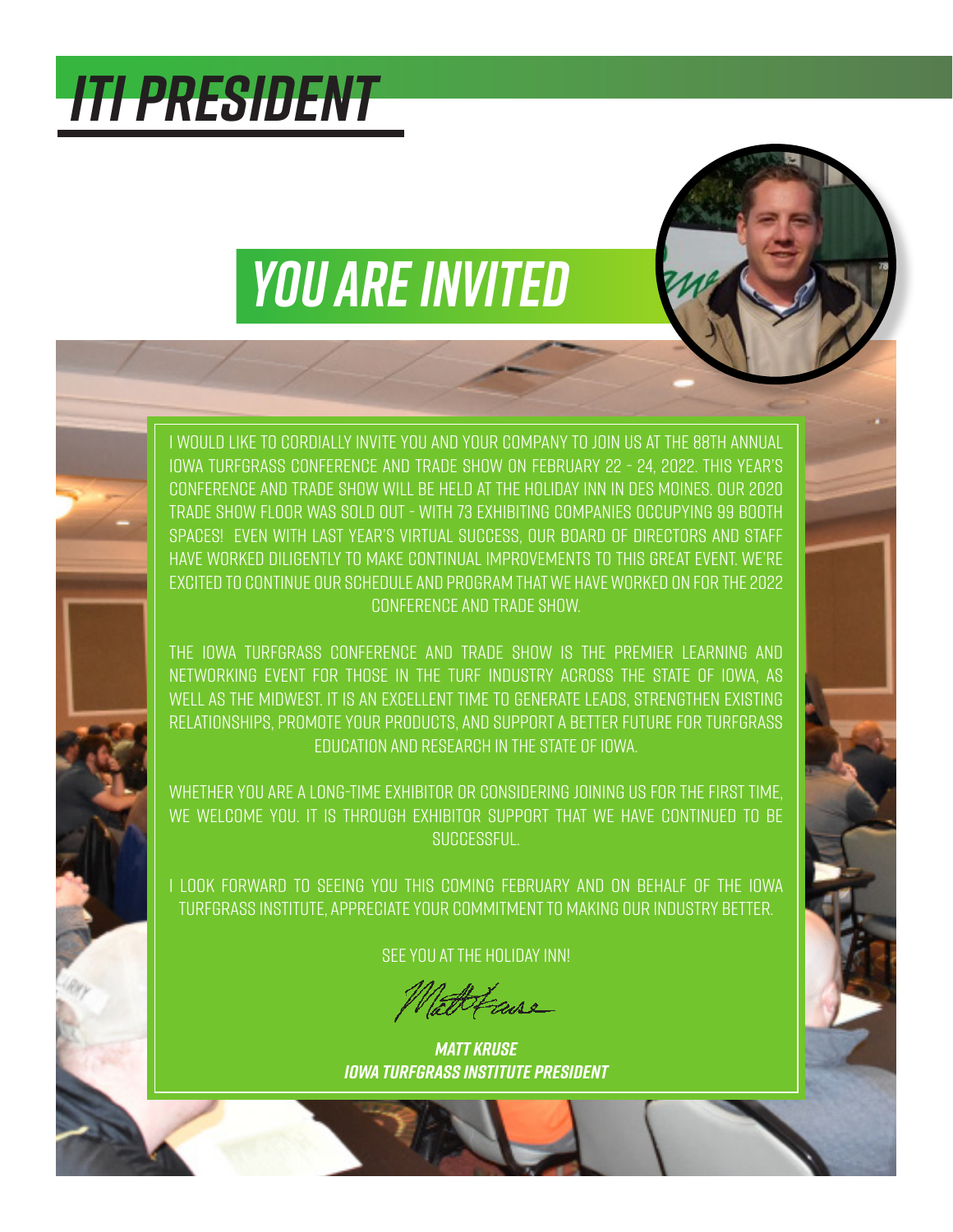# ITI PRESIDENT

## YOU ARE INVITED

I WOULD LIKE TO CORDIALLY INVITE YOU AND YOUR COMPANY TO JOIN US AT THE 88TH ANNUAL IOWA TURFGRASS CONFERENCE AND TRADE SHOW ON FEBRUARY 22 - 24, 2022. THIS YEAR'S CONFERENCE AND TRADE SHOW WILL BE HELD AT THE HOLIDAY INN IN DES MOINES. OUR 2020 TRADE SHOW FLOOR WAS SOLD OUT - WITH 73 EXHIBITING COMPANIES OCCUPYING 99 BOOTH SPACES! EVEN WITH LAST YEAR'S VIRTUAL SUCCESS, OUR BOARD OF DIRECTORS AND STAFF HAVE WORKED DILIGENTLY TO MAKE CONTINUAL IMPROVEMENTS TO THIS GREAT EVENT. WE'RE EXCITED TO CONTINUE OUR SCHEDULE AND PROGRAM THAT WE HAVE WORKED ON FOR THE 2022 CONFERENCE AND TRADE SHOW.

THE IOWA TURFGRASS CONFERENCE AND TRADE SHOW IS THE PREMIER LEARNING AND NETWORKING EVENT FOR THOSE IN THE TURF INDUSTRY ACROSS THE STATE OF IOWA, AS WELL AS THE MIDWEST. IT IS AN EXCELLENT TIME TO GENERATE LEADS, STRENGTHEN EXISTING RELATIONSHIPS, PROMOTE YOUR PRODUCTS, AND SUPPORT A BETTER FUTURE FOR TURFGRASS EDUCATION AND RESEARCH IN THE STATE OF IOWA.

WHETHER YOU ARE A LONG-TIME EXHIBITOR OR CONSIDERING JOINING US FOR THE FIRST TIME, WE WELCOME YOU. IT IS THROUGH EXHIBITOR SUPPORT THAT WE HAVE CONTINUED TO BE SUCCESSFUL.

I LOOK FORWARD TO SEEING YOU THIS COMING FEBRUARY AND ON BEHALF OF THE IOWA TURFGRASS INSTITUTE, APPRECIATE YOUR COMMITMENT TO MAKING OUR INDUSTRY BETTER.

SEE YOU AT THE HOLIDAY INN!

***MATT KRUSE***
***IOWA TURFGRASS INSTITUTE PRESIDENT***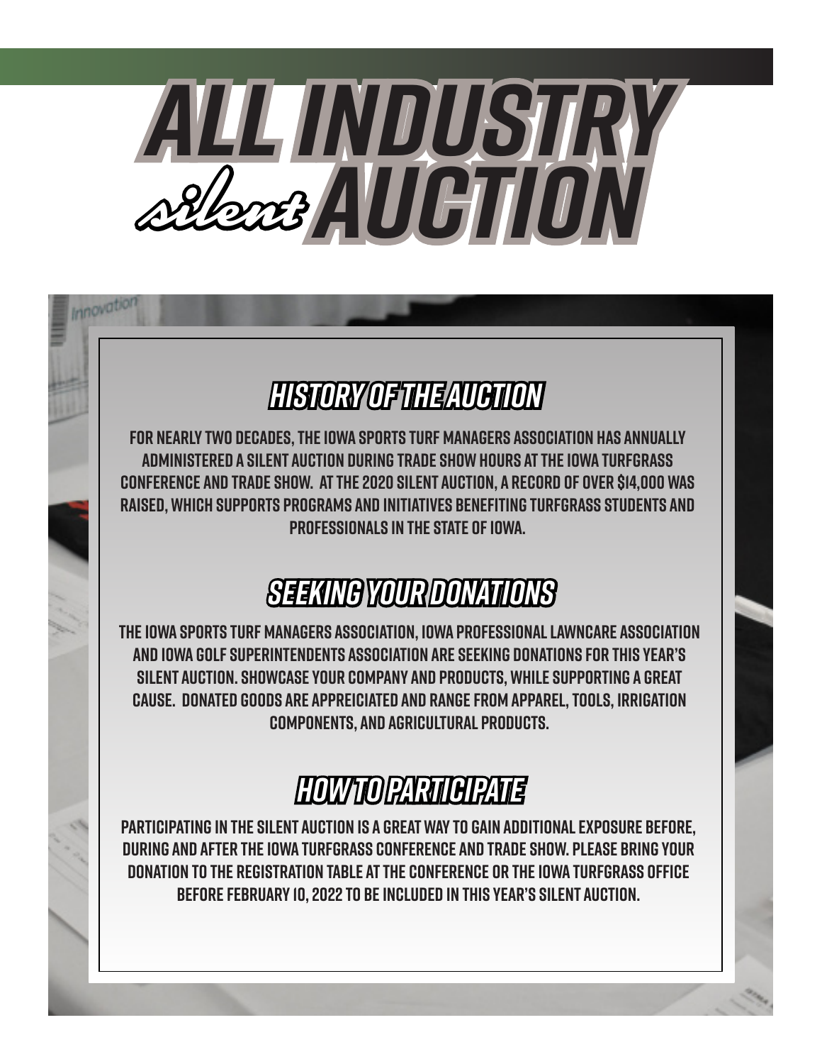# ALL INDUSTRY *silent* AUCTION

## HISTORY OF THE AUCTION

FOR NEARLY TWO DECADES, THE IOWA SPORTS TURF MANAGERS ASSOCIATION HAS ANNUALLY ADMINISTERED A SILENT AUCTION DURING TRADE SHOW HOURS AT THE IOWA TURFGRASS CONFERENCE AND TRADE SHOW. AT THE 2020 SILENT AUCTION, A RECORD OF OVER $14,000 WAS RAISED, WHICH SUPPORTS PROGRAMS AND INITIATIVES BENEFITING TURFGRASS STUDENTS AND PROFESSIONALS IN THE STATE OF IOWA.

## SEEKING YOUR DONATIONS

THE IOWA SPORTS TURF MANAGERS ASSOCIATION, IOWA PROFESSIONAL LAWNCARE ASSOCIATION AND IOWA GOLF SUPERINTENDENTS ASSOCIATION ARE SEEKING DONATIONS FOR THIS YEAR'S SILENT AUCTION. SHOWCASE YOUR COMPANY AND PRODUCTS, WHILE SUPPORTING A GREAT CAUSE. DONATED GOODS ARE APPREICIATED AND RANGE FROM APPAREL, TOOLS, IRRIGATION COMPONENTS, AND AGRICULTURAL PRODUCTS.

## HOW TO PARTICIPATE

PARTICIPATING IN THE SILENT AUCTION IS A GREAT WAY TO GAIN ADDITIONAL EXPOSURE BEFORE, DURING AND AFTER THE IOWA TURFGRASS CONFERENCE AND TRADE SHOW. PLEASE BRING YOUR DONATION TO THE REGISTRATION TABLE AT THE CONFERENCE OR THE IOWA TURFGRASS OFFICE BEFORE FEBRUARY 10, 2022 TO BE INCLUDED IN THIS YEAR'S SILENT AUCTION.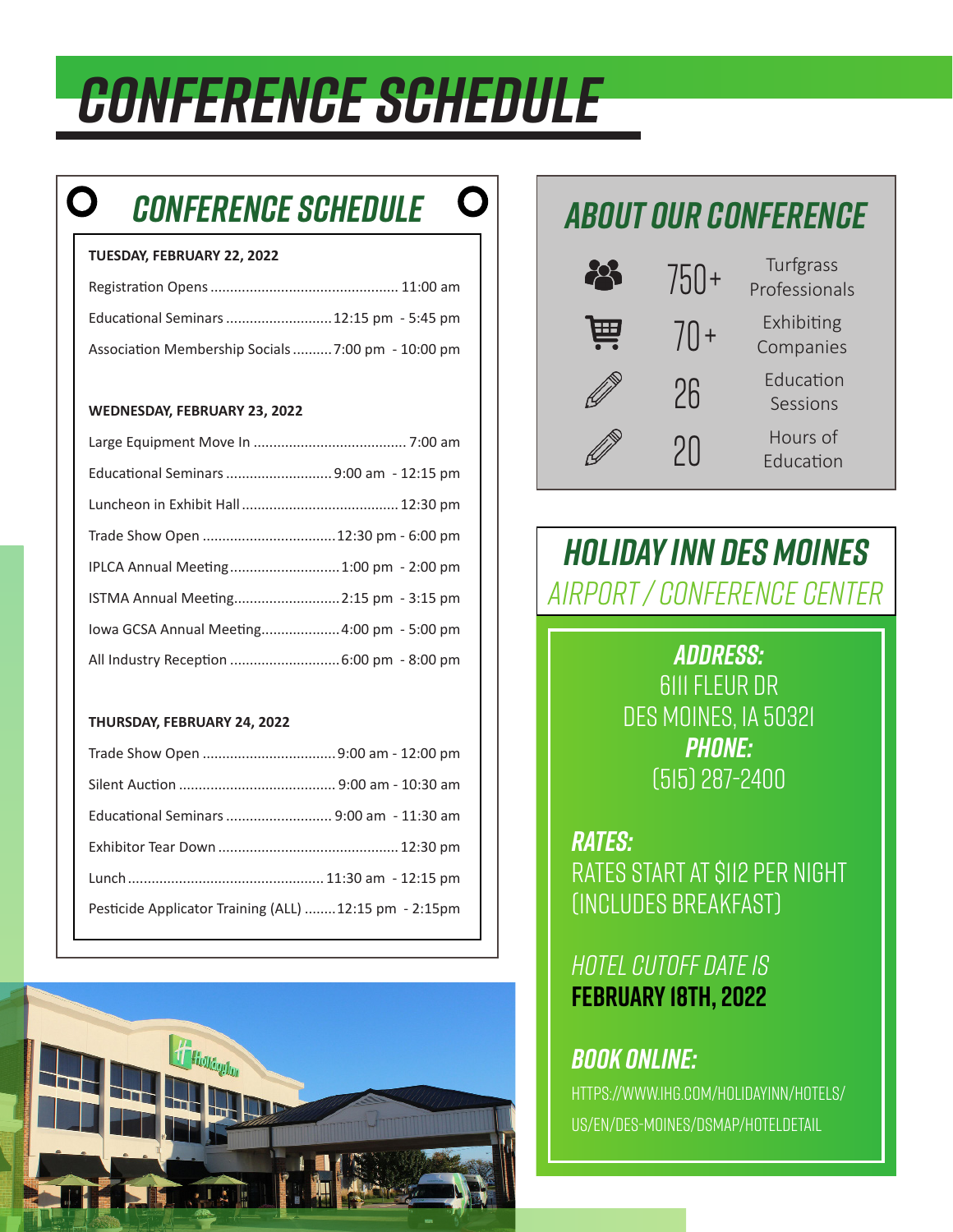# CONFERENCE SCHEDULE

## CONFERENCE SCHEDULE

**TUESDAY, FEBRUARY 22, 2022**

| Event | Time |
|---|---|
| Registration Opens | 11:00 am |
| Educational Seminars | 12:15 pm - 5:45 pm |
| Association Membership Socials | 7:00 pm - 10:00 pm |

**WEDNESDAY, FEBRUARY 23, 2022**

| Event | Time |
|---|---|
| Large Equipment Move In | 7:00 am |
| Educational Seminars | 9:00 am - 12:15 pm |
| Luncheon in Exhibit Hall | 12:30 pm |
| Trade Show Open | 12:30 pm - 6:00 pm |
| IPLCA Annual Meeting | 1:00 pm - 2:00 pm |
| ISTMA Annual Meeting | 2:15 pm - 3:15 pm |
| Iowa GCSA Annual Meeting | 4:00 pm - 5:00 pm |
| All Industry Reception | 6:00 pm - 8:00 pm |

**THURSDAY, FEBRUARY 24, 2022**

| Event | Time |
|---|---|
| Trade Show Open | 9:00 am - 12:00 pm |
| Silent Auction | 9:00 am - 10:30 am |
| Educational Seminars | 9:00 am - 11:30 am |
| Exhibitor Tear Down | 12:30 pm |
| Lunch | 11:30 am - 12:15 pm |
| Pesticide Applicator Training (ALL) | 12:15 pm - 2:15pm |

## ABOUT OUR CONFERENCE

- 750+ Turfgrass Professionals
- 70+ Exhibiting Companies
- 26 Education Sessions
- 20 Hours of Education

## HOLIDAY INN DES MOINES

*AIRPORT / CONFERENCE CENTER*

***ADDRESS:***
6111 FLEUR DR
DES MOINES, IA 50321

***PHONE:***
(515) 287-2400

***RATES:***
RATES START AT $112 PER NIGHT (INCLUDES BREAKFAST)

*HOTEL CUTOFF DATE IS* **FEBRUARY 18TH, 2022**

***BOOK ONLINE:***
HTTPS://WWW.IHG.COM/HOLIDAYINN/HOTELS/US/EN/DES-MOINES/DSMAP/HOTELDETAIL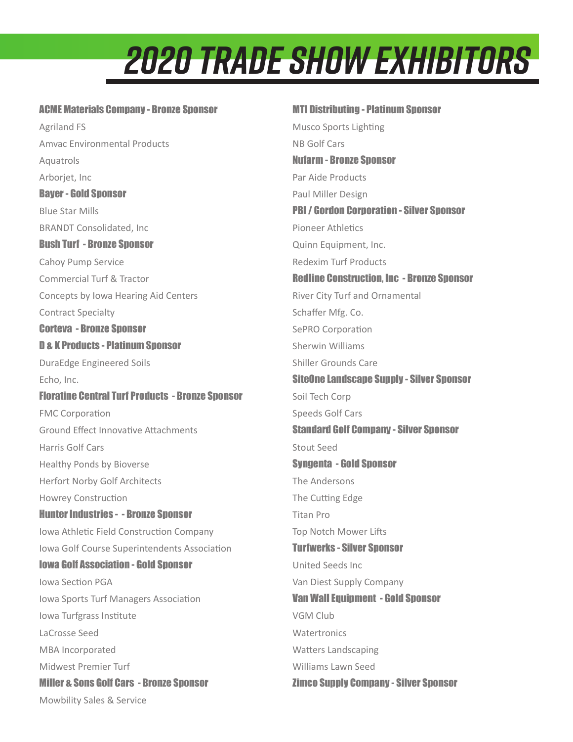# 2020 TRADE SHOW EXHIBITORS

**ACME Materials Company - Bronze Sponsor**

Agriland FS

Amvac Environmental Products

Aquatrols

Arborjet, Inc

**Bayer - Gold Sponsor**

Blue Star Mills

BRANDT Consolidated, Inc

**Bush Turf - Bronze Sponsor**

Cahoy Pump Service

Commercial Turf & Tractor

Concepts by Iowa Hearing Aid Centers

Contract Specialty

**Corteva - Bronze Sponsor**

**D & K Products - Platinum Sponsor**

DuraEdge Engineered Soils

Echo, Inc.

**Floratine Central Turf Products - Bronze Sponsor**

FMC Corporation

Ground Effect Innovative Attachments

Harris Golf Cars

Healthy Ponds by Bioverse

Herfort Norby Golf Architects

Howrey Construction

**Hunter Industries - - Bronze Sponsor**

Iowa Athletic Field Construction Company

Iowa Golf Course Superintendents Association

**Iowa Golf Association - Gold Sponsor**

Iowa Section PGA

Iowa Sports Turf Managers Association

Iowa Turfgrass Institute

LaCrosse Seed

MBA Incorporated

Midwest Premier Turf

**Miller & Sons Golf Cars - Bronze Sponsor**

Mowbility Sales & Service

**MTI Distributing - Platinum Sponsor**

Musco Sports Lighting

NB Golf Cars

**Nufarm - Bronze Sponsor**

Par Aide Products

Paul Miller Design

**PBI / Gordon Corporation - Silver Sponsor**

Pioneer Athletics

Quinn Equipment, Inc.

Redexim Turf Products

**Redline Construction, Inc - Bronze Sponsor**

River City Turf and Ornamental

Schaffer Mfg. Co.

SePRO Corporation

Sherwin Williams

Shiller Grounds Care

**SiteOne Landscape Supply - Silver Sponsor**

Soil Tech Corp

Speeds Golf Cars

**Standard Golf Company - Silver Sponsor**

Stout Seed

**Syngenta - Gold Sponsor**

The Andersons

The Cutting Edge

Titan Pro

Top Notch Mower Lifts

**Turfwerks - Silver Sponsor**

United Seeds Inc

Van Diest Supply Company

**Van Wall Equipment - Gold Sponsor**

VGM Club

Watertronics

Watters Landscaping

Williams Lawn Seed

**Zimco Supply Company - Silver Sponsor**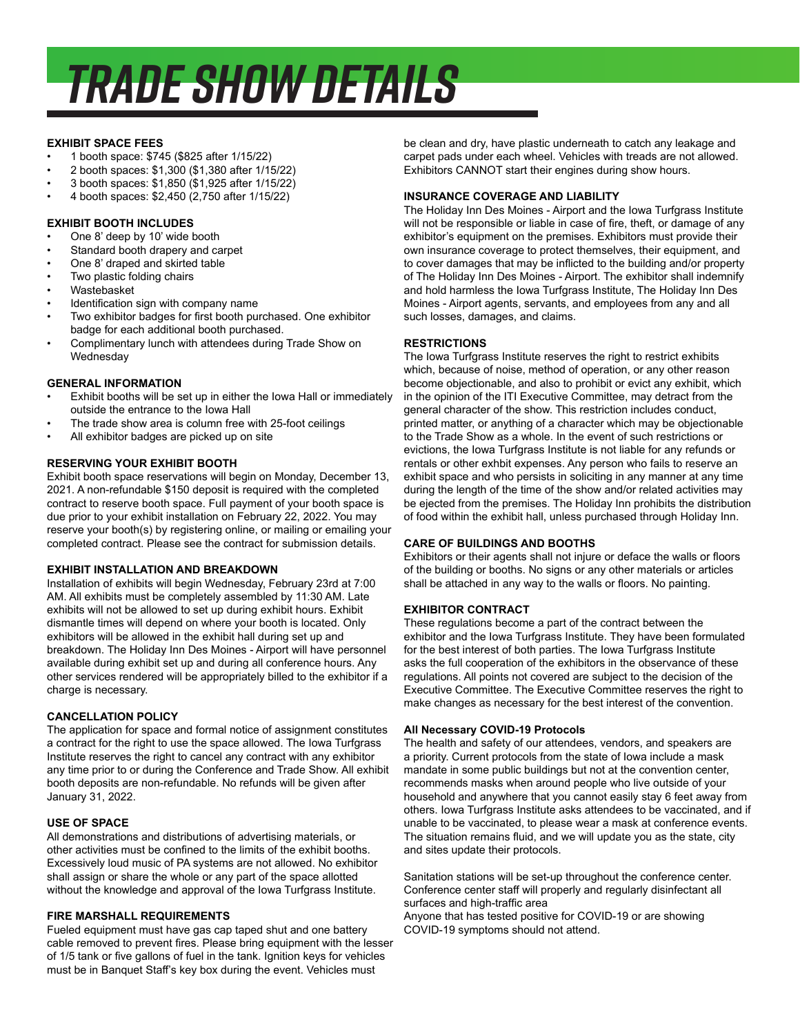# TRADE SHOW DETAILS

### EXHIBIT SPACE FEES

- 1 booth space: $745 ($825 after 1/15/22)
- 2 booth spaces: $1,300 ($1,380 after 1/15/22)
- 3 booth spaces: $1,850 ($1,925 after 1/15/22)
- 4 booth spaces: $2,450 (2,750 after 1/15/22)

### EXHIBIT BOOTH INCLUDES

- One 8' deep by 10' wide booth
- Standard booth drapery and carpet
- One 8' draped and skirted table
- Two plastic folding chairs
- Wastebasket
- Identification sign with company name
- Two exhibitor badges for first booth purchased. One exhibitor badge for each additional booth purchased.
- Complimentary lunch with attendees during Trade Show on Wednesday

### GENERAL INFORMATION

- Exhibit booths will be set up in either the Iowa Hall or immediately outside the entrance to the Iowa Hall
- The trade show area is column free with 25-foot ceilings
- All exhibitor badges are picked up on site

### RESERVING YOUR EXHIBIT BOOTH

Exhibit booth space reservations will begin on Monday, December 13, 2021. A non-refundable $150 deposit is required with the completed contract to reserve booth space. Full payment of your booth space is due prior to your exhibit installation on February 22, 2022. You may reserve your booth(s) by registering online, or mailing or emailing your completed contract. Please see the contract for submission details.

### EXHIBIT INSTALLATION AND BREAKDOWN

Installation of exhibits will begin Wednesday, February 23rd at 7:00 AM. All exhibits must be completely assembled by 11:30 AM. Late exhibits will not be allowed to set up during exhibit hours. Exhibit dismantle times will depend on where your booth is located. Only exhibitors will be allowed in the exhibit hall during set up and breakdown. The Holiday Inn Des Moines - Airport will have personnel available during exhibit set up and during all conference hours. Any other services rendered will be appropriately billed to the exhibitor if a charge is necessary.

### CANCELLATION POLICY

The application for space and formal notice of assignment constitutes a contract for the right to use the space allowed. The Iowa Turfgrass Institute reserves the right to cancel any contract with any exhibitor any time prior to or during the Conference and Trade Show. All exhibit booth deposits are non-refundable. No refunds will be given after January 31, 2022.

### USE OF SPACE

All demonstrations and distributions of advertising materials, or other activities must be confined to the limits of the exhibit booths. Excessively loud music of PA systems are not allowed. No exhibitor shall assign or share the whole or any part of the space allotted without the knowledge and approval of the Iowa Turfgrass Institute.

### FIRE MARSHALL REQUIREMENTS

Fueled equipment must have gas cap taped shut and one battery cable removed to prevent fires. Please bring equipment with the lesser of 1/5 tank or five gallons of fuel in the tank. Ignition keys for vehicles must be in Banquet Staff's key box during the event. Vehicles must be clean and dry, have plastic underneath to catch any leakage and carpet pads under each wheel. Vehicles with treads are not allowed. Exhibitors CANNOT start their engines during show hours.

### INSURANCE COVERAGE AND LIABILITY

The Holiday Inn Des Moines - Airport and the Iowa Turfgrass Institute will not be responsible or liable in case of fire, theft, or damage of any exhibitor's equipment on the premises. Exhibitors must provide their own insurance coverage to protect themselves, their equipment, and to cover damages that may be inflicted to the building and/or property of The Holiday Inn Des Moines - Airport. The exhibitor shall indemnify and hold harmless the Iowa Turfgrass Institute, The Holiday Inn Des Moines - Airport agents, servants, and employees from any and all such losses, damages, and claims.

### RESTRICTIONS

The Iowa Turfgrass Institute reserves the right to restrict exhibits which, because of noise, method of operation, or any other reason become objectionable, and also to prohibit or evict any exhibit, which in the opinion of the ITI Executive Committee, may detract from the general character of the show. This restriction includes conduct, printed matter, or anything of a character which may be objectionable to the Trade Show as a whole. In the event of such restrictions or evictions, the Iowa Turfgrass Institute is not liable for any refunds or rentals or other exhbit expenses. Any person who fails to reserve an exhibit space and who persists in soliciting in any manner at any time during the length of the time of the show and/or related activities may be ejected from the premises. The Holiday Inn prohibits the distribution of food within the exhibit hall, unless purchased through Holiday Inn.

### CARE OF BUILDINGS AND BOOTHS

Exhibitors or their agents shall not injure or deface the walls or floors of the building or booths. No signs or any other materials or articles shall be attached in any way to the walls or floors. No painting.

### EXHIBITOR CONTRACT

These regulations become a part of the contract between the exhibitor and the Iowa Turfgrass Institute. They have been formulated for the best interest of both parties. The Iowa Turfgrass Institute asks the full cooperation of the exhibitors in the observance of these regulations. All points not covered are subject to the decision of the Executive Committee. The Executive Committee reserves the right to make changes as necessary for the best interest of the convention.

### All Necessary COVID-19 Protocols

The health and safety of our attendees, vendors, and speakers are a priority. Current protocols from the state of Iowa include a mask mandate in some public buildings but not at the convention center, recommends masks when around people who live outside of your household and anywhere that you cannot easily stay 6 feet away from others. Iowa Turfgrass Institute asks attendees to be vaccinated, and if unable to be vaccinated, to please wear a mask at conference events. The situation remains fluid, and we will update you as the state, city and sites update their protocols.

Sanitation stations will be set-up throughout the conference center. Conference center staff will properly and regularly disinfectant all surfaces and high-traffic area

Anyone that has tested positive for COVID-19 or are showing COVID-19 symptoms should not attend.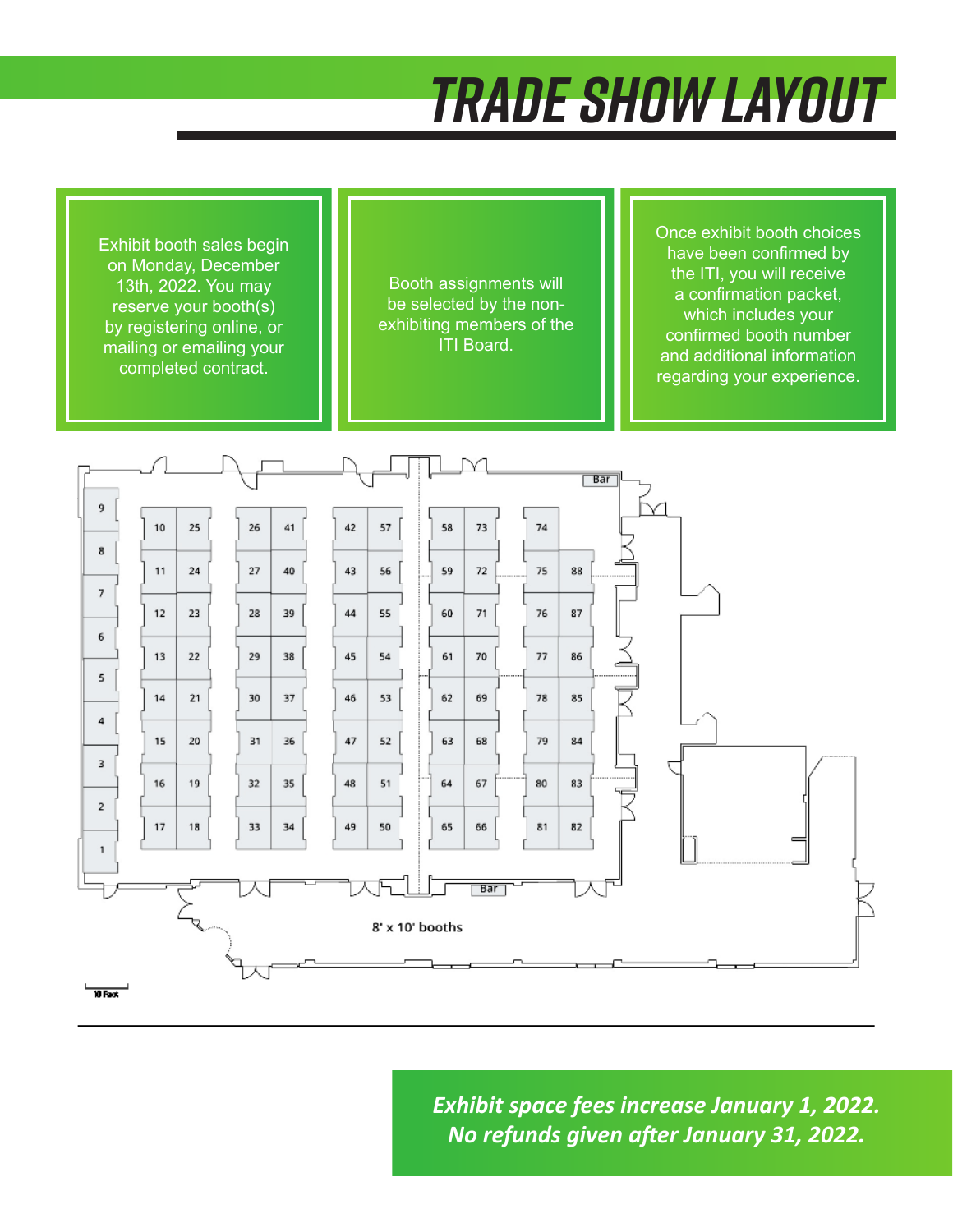# TRADE SHOW LAYOUT

Exhibit booth sales begin on Monday, December 13th, 2022. You may reserve your booth(s) by registering online, or mailing or emailing your completed contract.

Booth assignments will be selected by the non-exhibiting members of the ITI Board.

Once exhibit booth choices have been confirmed by the ITI, you will receive a confirmation packet, which includes your confirmed booth number and additional information regarding your experience.

Bar

9
8
7
6
5
4
3
2
1

10 25 26 41 42 57 58 73 74
11 24 27 40 43 56 59 72 75 88
12 23 28 39 44 55 60 71 76 87
13 22 29 38 45 54 61 70 77 86
14 21 30 37 46 53 62 69 78 85
15 20 31 36 47 52 63 68 79 84
16 19 32 35 48 51 64 67 80 83
17 18 33 34 49 50 65 66 81 82

Bar

8' x 10' booths

10 Feet

***Exhibit space fees increase January 1, 2022.***
***No refunds given after January 31, 2022.***